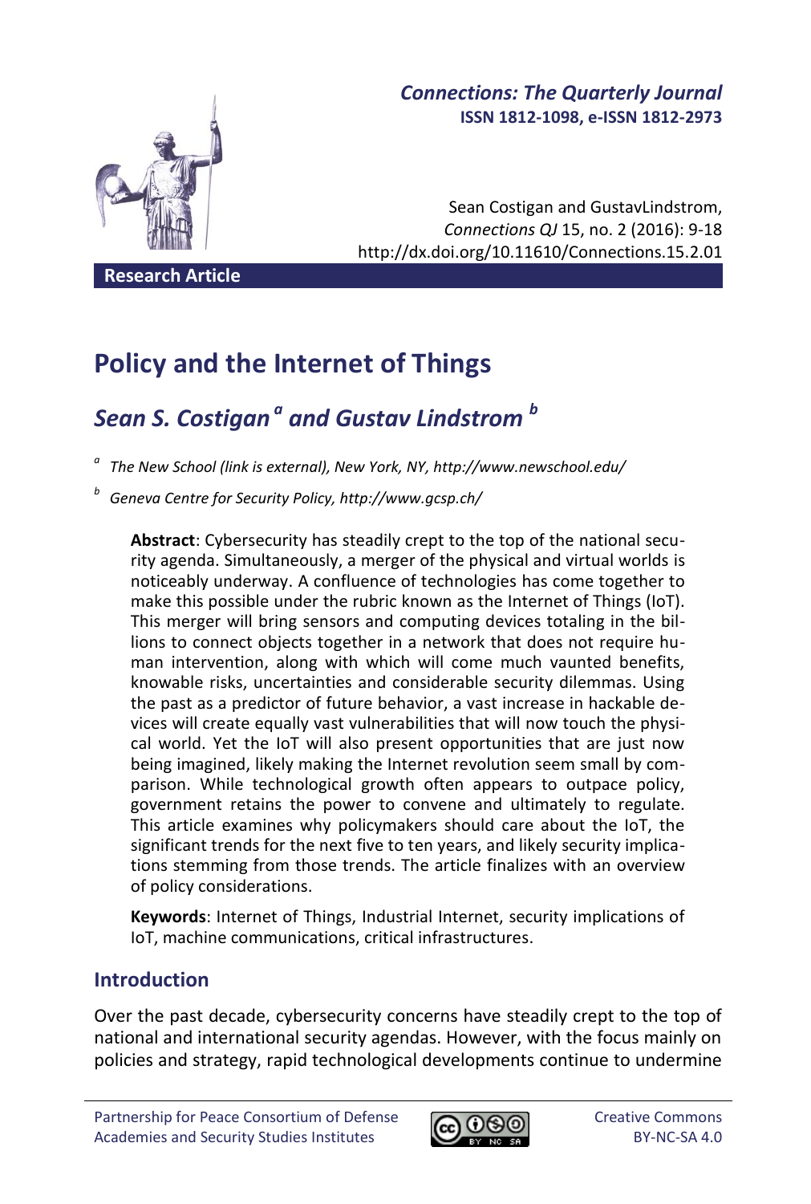*Connections: The Quarterly Journal*
**ISSN 1812-1098, e-ISSN 1812-2973**

Sean Costigan and GustavLindstrom, *Connections QJ* 15, no. 2 (2016): 9-18
http://dx.doi.org/10.11610/Connections.15.2.01

**Research Article**

# Policy and the Internet of Things

## *Sean S. Costigan [a] and Gustav Lindstrom [b]*

[a] *The New School (link is external), New York, NY, http://www.newschool.edu/*

[b] *Geneva Centre for Security Policy, http://www.gcsp.ch/*

**Abstract**: Cybersecurity has steadily crept to the top of the national security agenda. Simultaneously, a merger of the physical and virtual worlds is noticeably underway. A confluence of technologies has come together to make this possible under the rubric known as the Internet of Things (IoT). This merger will bring sensors and computing devices totaling in the billions to connect objects together in a network that does not require human intervention, along with which will come much vaunted benefits, knowable risks, uncertainties and considerable security dilemmas. Using the past as a predictor of future behavior, a vast increase in hackable devices will create equally vast vulnerabilities that will now touch the physical world. Yet the IoT will also present opportunities that are just now being imagined, likely making the Internet revolution seem small by comparison. While technological growth often appears to outpace policy, government retains the power to convene and ultimately to regulate. This article examines why policymakers should care about the IoT, the significant trends for the next five to ten years, and likely security implications stemming from those trends. The article finalizes with an overview of policy considerations.

**Keywords**: Internet of Things, Industrial Internet, security implications of IoT, machine communications, critical infrastructures.

## Introduction

Over the past decade, cybersecurity concerns have steadily crept to the top of national and international security agendas. However, with the focus mainly on policies and strategy, rapid technological developments continue to undermine

Partnership for Peace Consortium of Defense Academies and Security Studies Institutes

Creative Commons BY-NC-SA 4.0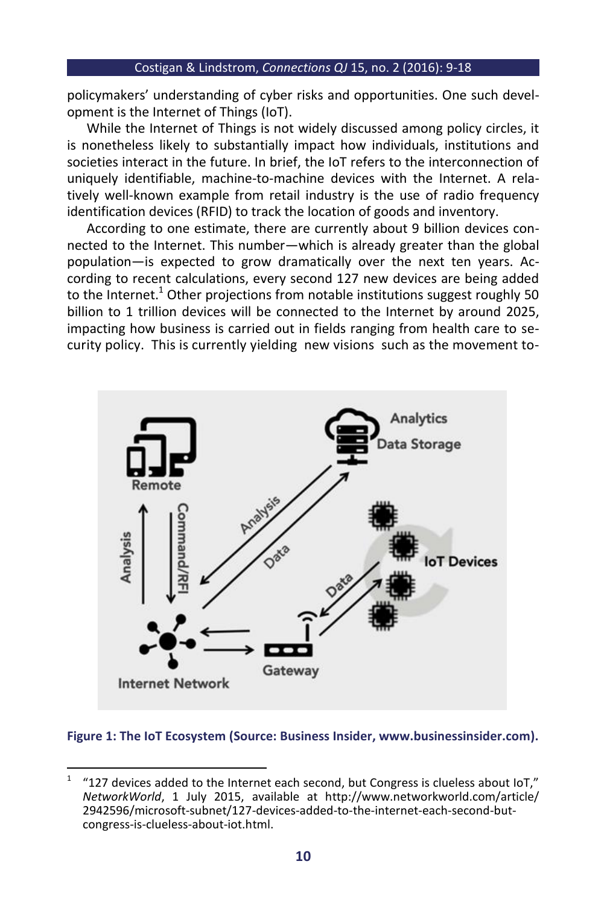policymakers' understanding of cyber risks and opportunities. One such development is the Internet of Things (IoT).

While the Internet of Things is not widely discussed among policy circles, it is nonetheless likely to substantially impact how individuals, institutions and societies interact in the future. In brief, the IoT refers to the interconnection of uniquely identifiable, machine-to-machine devices with the Internet. A relatively well-known example from retail industry is the use of radio frequency identification devices (RFID) to track the location of goods and inventory.

According to one estimate, there are currently about 9 billion devices connected to the Internet. This number—which is already greater than the global population—is expected to grow dramatically over the next ten years. According to recent calculations, every second 127 new devices are being added to the Internet.[1] Other projections from notable institutions suggest roughly 50 billion to 1 trillion devices will be connected to the Internet by around 2025, impacting how business is carried out in fields ranging from health care to security policy. This is currently yielding new visions such as the movement to-

**Figure 1: The IoT Ecosystem (Source: Business Insider, www.businessinsider.com).**

[1] "127 devices added to the Internet each second, but Congress is clueless about IoT," *NetworkWorld*, 1 July 2015, available at http://www.networkworld.com/article/2942596/microsoft-subnet/127-devices-added-to-the-internet-each-second-but-congress-is-clueless-about-iot.html.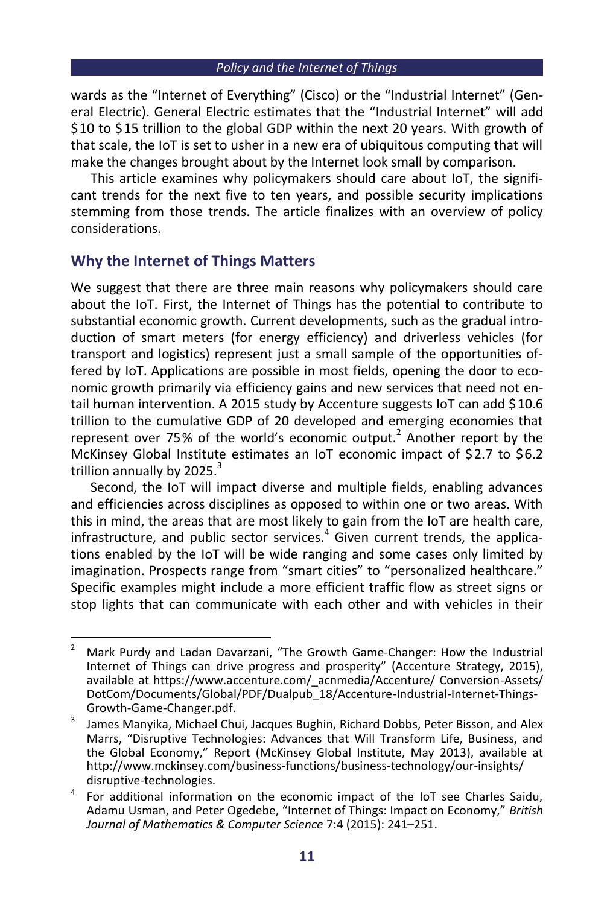wards as the "Internet of Everything" (Cisco) or the "Industrial Internet" (General Electric). General Electric estimates that the "Industrial Internet" will add $10 to $15 trillion to the global GDP within the next 20 years. With growth of that scale, the IoT is set to usher in a new era of ubiquitous computing that will make the changes brought about by the Internet look small by comparison.

This article examines why policymakers should care about IoT, the significant trends for the next five to ten years, and possible security implications stemming from those trends. The article finalizes with an overview of policy considerations.

## Why the Internet of Things Matters

We suggest that there are three main reasons why policymakers should care about the IoT. First, the Internet of Things has the potential to contribute to substantial economic growth. Current developments, such as the gradual introduction of smart meters (for energy efficiency) and driverless vehicles (for transport and logistics) represent just a small sample of the opportunities offered by IoT. Applications are possible in most fields, opening the door to economic growth primarily via efficiency gains and new services that need not entail human intervention. A 2015 study by Accenture suggests IoT can add $10.6 trillion to the cumulative GDP of 20 developed and emerging economies that represent over 75% of the world's economic output.[2] Another report by the McKinsey Global Institute estimates an IoT economic impact of $2.7 to $6.2 trillion annually by 2025.[3]

Second, the IoT will impact diverse and multiple fields, enabling advances and efficiencies across disciplines as opposed to within one or two areas. With this in mind, the areas that are most likely to gain from the IoT are health care, infrastructure, and public sector services.[4] Given current trends, the applications enabled by the IoT will be wide ranging and some cases only limited by imagination. Prospects range from "smart cities" to "personalized healthcare." Specific examples might include a more efficient traffic flow as street signs or stop lights that can communicate with each other and with vehicles in their

---

[2] Mark Purdy and Ladan Davarzani, "The Growth Game-Changer: How the Industrial Internet of Things can drive progress and prosperity" (Accenture Strategy, 2015), available at https://www.accenture.com/_acnmedia/Accenture/ Conversion-Assets/ DotCom/Documents/Global/PDF/Dualpub_18/Accenture-Industrial-Internet-Things-Growth-Game-Changer.pdf.

[3] James Manyika, Michael Chui, Jacques Bughin, Richard Dobbs, Peter Bisson, and Alex Marrs, "Disruptive Technologies: Advances that Will Transform Life, Business, and the Global Economy," Report (McKinsey Global Institute, May 2013), available at http://www.mckinsey.com/business-functions/business-technology/our-insights/ disruptive-technologies.

[4] For additional information on the economic impact of the IoT see Charles Saidu, Adamu Usman, and Peter Ogedebe, "Internet of Things: Impact on Economy," *British Journal of Mathematics & Computer Science* 7:4 (2015): 241–251.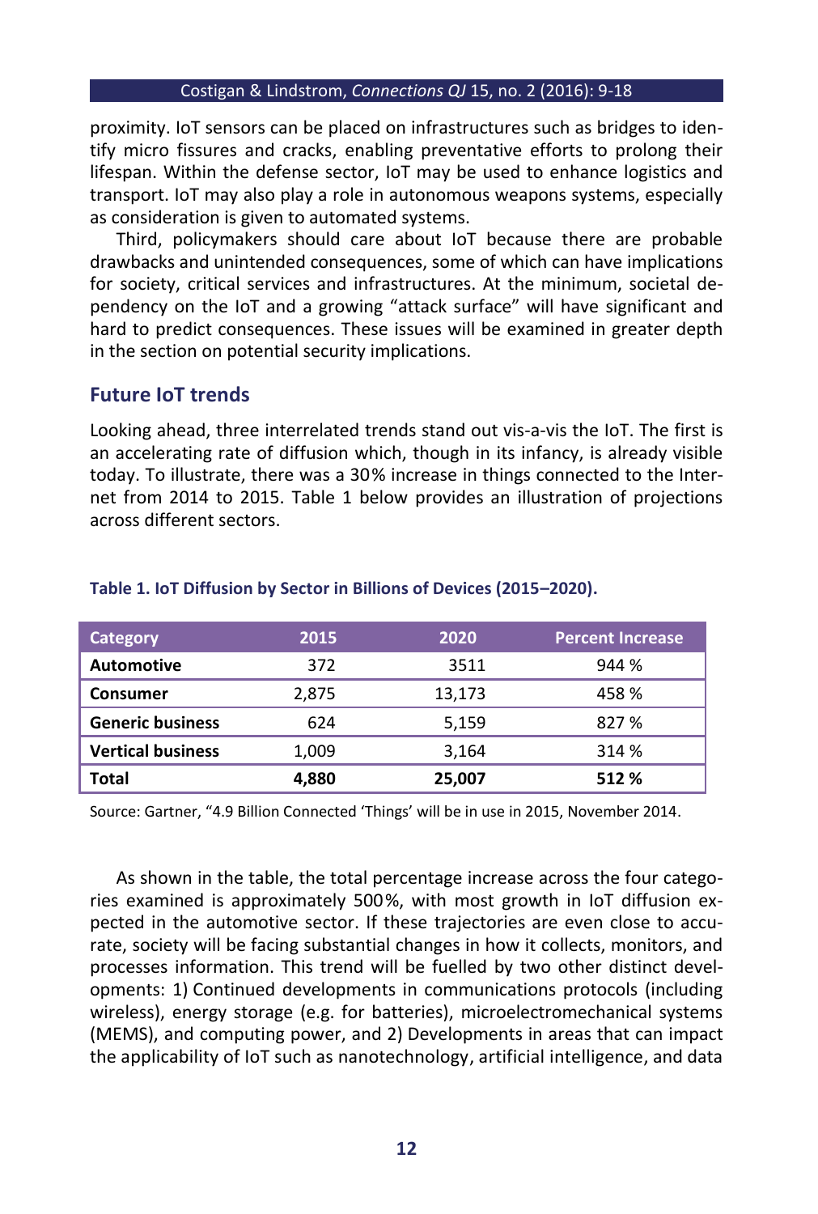proximity. IoT sensors can be placed on infrastructures such as bridges to identify micro fissures and cracks, enabling preventative efforts to prolong their lifespan. Within the defense sector, IoT may be used to enhance logistics and transport. IoT may also play a role in autonomous weapons systems, especially as consideration is given to automated systems.

Third, policymakers should care about IoT because there are probable drawbacks and unintended consequences, some of which can have implications for society, critical services and infrastructures. At the minimum, societal dependency on the IoT and a growing "attack surface" will have significant and hard to predict consequences. These issues will be examined in greater depth in the section on potential security implications.

## Future IoT trends

Looking ahead, three interrelated trends stand out vis-a-vis the IoT. The first is an accelerating rate of diffusion which, though in its infancy, is already visible today. To illustrate, there was a 30% increase in things connected to the Internet from 2014 to 2015. Table 1 below provides an illustration of projections across different sectors.

**Table 1. IoT Diffusion by Sector in Billions of Devices (2015–2020).**

| Category | 2015 | 2020 | Percent Increase |
|---|---|---|---|
| **Automotive** | 372 | 3511 | 944 % |
| **Consumer** | 2,875 | 13,173 | 458 % |
| **Generic business** | 624 | 5,159 | 827 % |
| **Vertical business** | 1,009 | 3,164 | 314 % |
| **Total** | **4,880** | **25,007** | **512 %** |

Source: Gartner, "4.9 Billion Connected 'Things' will be in use in 2015, November 2014.

As shown in the table, the total percentage increase across the four categories examined is approximately 500%, with most growth in IoT diffusion expected in the automotive sector. If these trajectories are even close to accurate, society will be facing substantial changes in how it collects, monitors, and processes information. This trend will be fuelled by two other distinct developments: 1) Continued developments in communications protocols (including wireless), energy storage (e.g. for batteries), microelectromechanical systems (MEMS), and computing power, and 2) Developments in areas that can impact the applicability of IoT such as nanotechnology, artificial intelligence, and data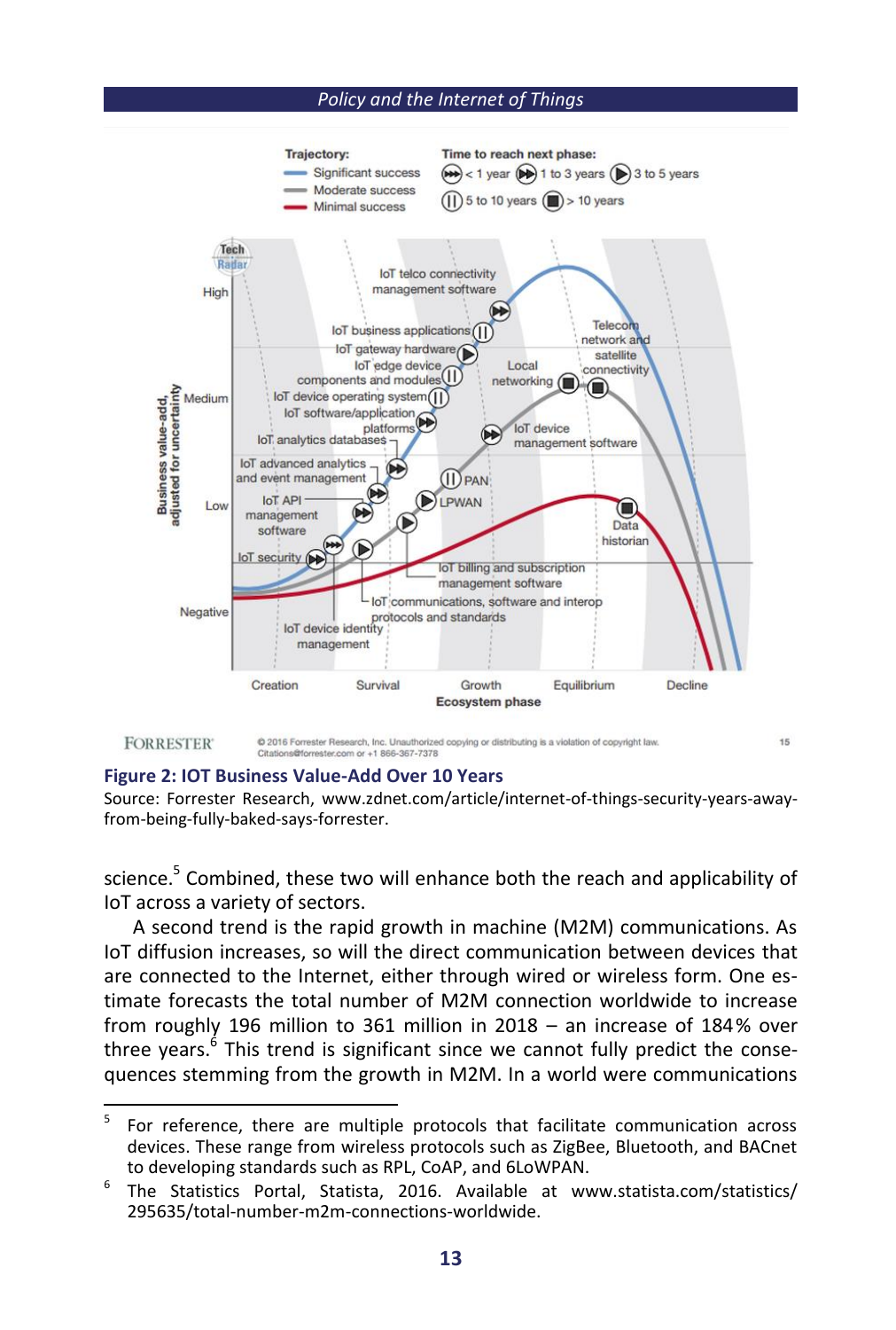**Figure 2: IOT Business Value-Add Over 10 Years**

Source: Forrester Research, www.zdnet.com/article/internet-of-things-security-years-away-from-being-fully-baked-says-forrester.

science.[5] Combined, these two will enhance both the reach and applicability of IoT across a variety of sectors.

A second trend is the rapid growth in machine (M2M) communications. As IoT diffusion increases, so will the direct communication between devices that are connected to the Internet, either through wired or wireless form. One estimate forecasts the total number of M2M connection worldwide to increase from roughly 196 million to 361 million in 2018 – an increase of 184% over three years.[6] This trend is significant since we cannot fully predict the consequences stemming from the growth in M2M. In a world were communications

---

[5] For reference, there are multiple protocols that facilitate communication across devices. These range from wireless protocols such as ZigBee, Bluetooth, and BACnet to developing standards such as RPL, CoAP, and 6LoWPAN.

[6] The Statistics Portal, Statista, 2016. Available at www.statista.com/statistics/295635/total-number-m2m-connections-worldwide.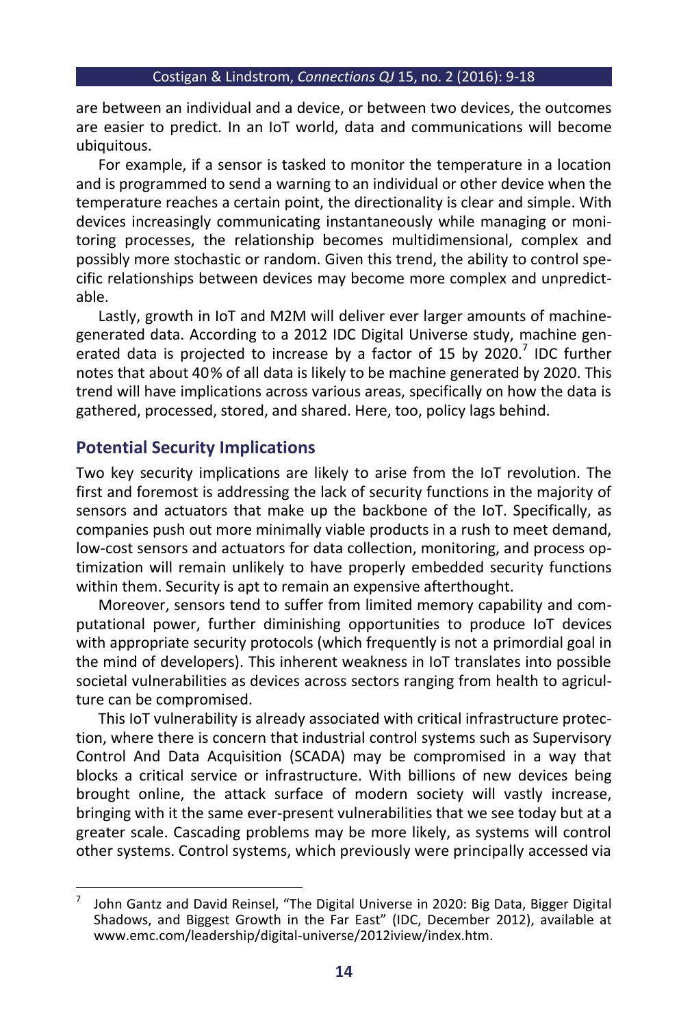are between an individual and a device, or between two devices, the outcomes are easier to predict. In an IoT world, data and communications will become ubiquitous.

For example, if a sensor is tasked to monitor the temperature in a location and is programmed to send a warning to an individual or other device when the temperature reaches a certain point, the directionality is clear and simple. With devices increasingly communicating instantaneously while managing or monitoring processes, the relationship becomes multidimensional, complex and possibly more stochastic or random. Given this trend, the ability to control specific relationships between devices may become more complex and unpredictable.

Lastly, growth in IoT and M2M will deliver ever larger amounts of machine-generated data. According to a 2012 IDC Digital Universe study, machine generated data is projected to increase by a factor of 15 by 2020.[7] IDC further notes that about 40% of all data is likely to be machine generated by 2020. This trend will have implications across various areas, specifically on how the data is gathered, processed, stored, and shared. Here, too, policy lags behind.

## Potential Security Implications

Two key security implications are likely to arise from the IoT revolution. The first and foremost is addressing the lack of security functions in the majority of sensors and actuators that make up the backbone of the IoT. Specifically, as companies push out more minimally viable products in a rush to meet demand, low-cost sensors and actuators for data collection, monitoring, and process optimization will remain unlikely to have properly embedded security functions within them. Security is apt to remain an expensive afterthought.

Moreover, sensors tend to suffer from limited memory capability and computational power, further diminishing opportunities to produce IoT devices with appropriate security protocols (which frequently is not a primordial goal in the mind of developers). This inherent weakness in IoT translates into possible societal vulnerabilities as devices across sectors ranging from health to agriculture can be compromised.

This IoT vulnerability is already associated with critical infrastructure protection, where there is concern that industrial control systems such as Supervisory Control And Data Acquisition (SCADA) may be compromised in a way that blocks a critical service or infrastructure. With billions of new devices being brought online, the attack surface of modern society will vastly increase, bringing with it the same ever-present vulnerabilities that we see today but at a greater scale. Cascading problems may be more likely, as systems will control other systems. Control systems, which previously were principally accessed via

---

[7] John Gantz and David Reinsel, "The Digital Universe in 2020: Big Data, Bigger Digital Shadows, and Biggest Growth in the Far East" (IDC, December 2012), available at www.emc.com/leadership/digital-universe/2012iview/index.htm.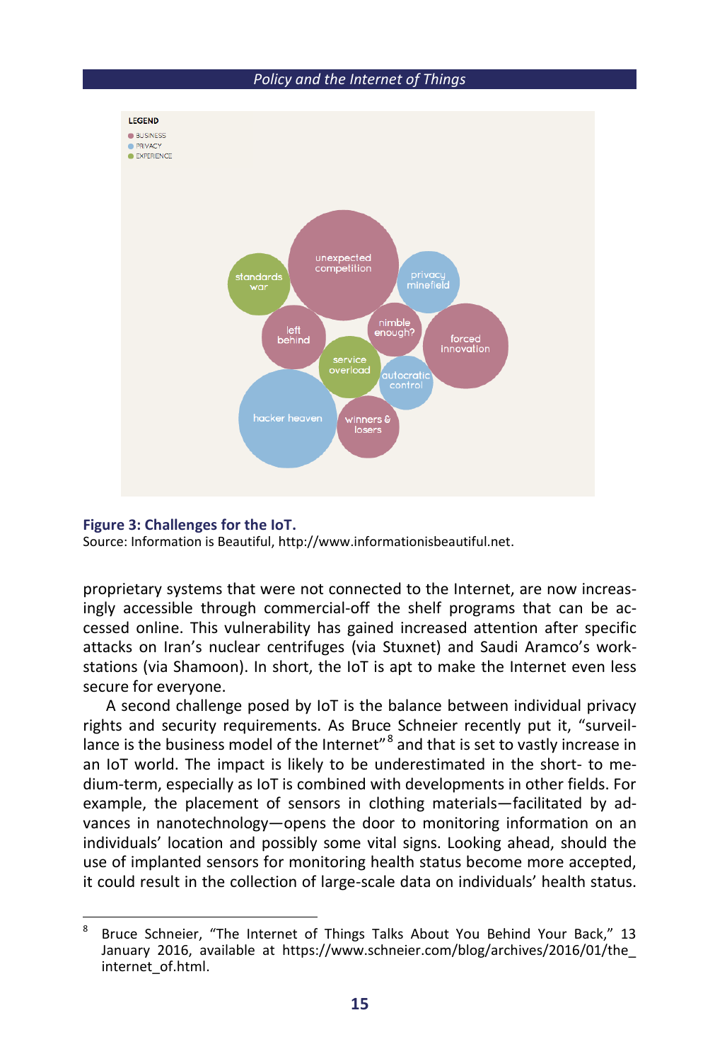**Figure 3: Challenges for the IoT.**
Source: Information is Beautiful, http://www.informationisbeautiful.net.

proprietary systems that were not connected to the Internet, are now increasingly accessible through commercial-off the shelf programs that can be accessed online. This vulnerability has gained increased attention after specific attacks on Iran's nuclear centrifuges (via Stuxnet) and Saudi Aramco's workstations (via Shamoon). In short, the IoT is apt to make the Internet even less secure for everyone.

A second challenge posed by IoT is the balance between individual privacy rights and security requirements. As Bruce Schneier recently put it, "surveillance is the business model of the Internet"[8] and that is set to vastly increase in an IoT world. The impact is likely to be underestimated in the short- to medium-term, especially as IoT is combined with developments in other fields. For example, the placement of sensors in clothing materials—facilitated by advances in nanotechnology—opens the door to monitoring information on an individuals' location and possibly some vital signs. Looking ahead, should the use of implanted sensors for monitoring health status become more accepted, it could result in the collection of large-scale data on individuals' health status.

---

[8] Bruce Schneier, "The Internet of Things Talks About You Behind Your Back," 13 January 2016, available at https://www.schneier.com/blog/archives/2016/01/the_internet_of.html.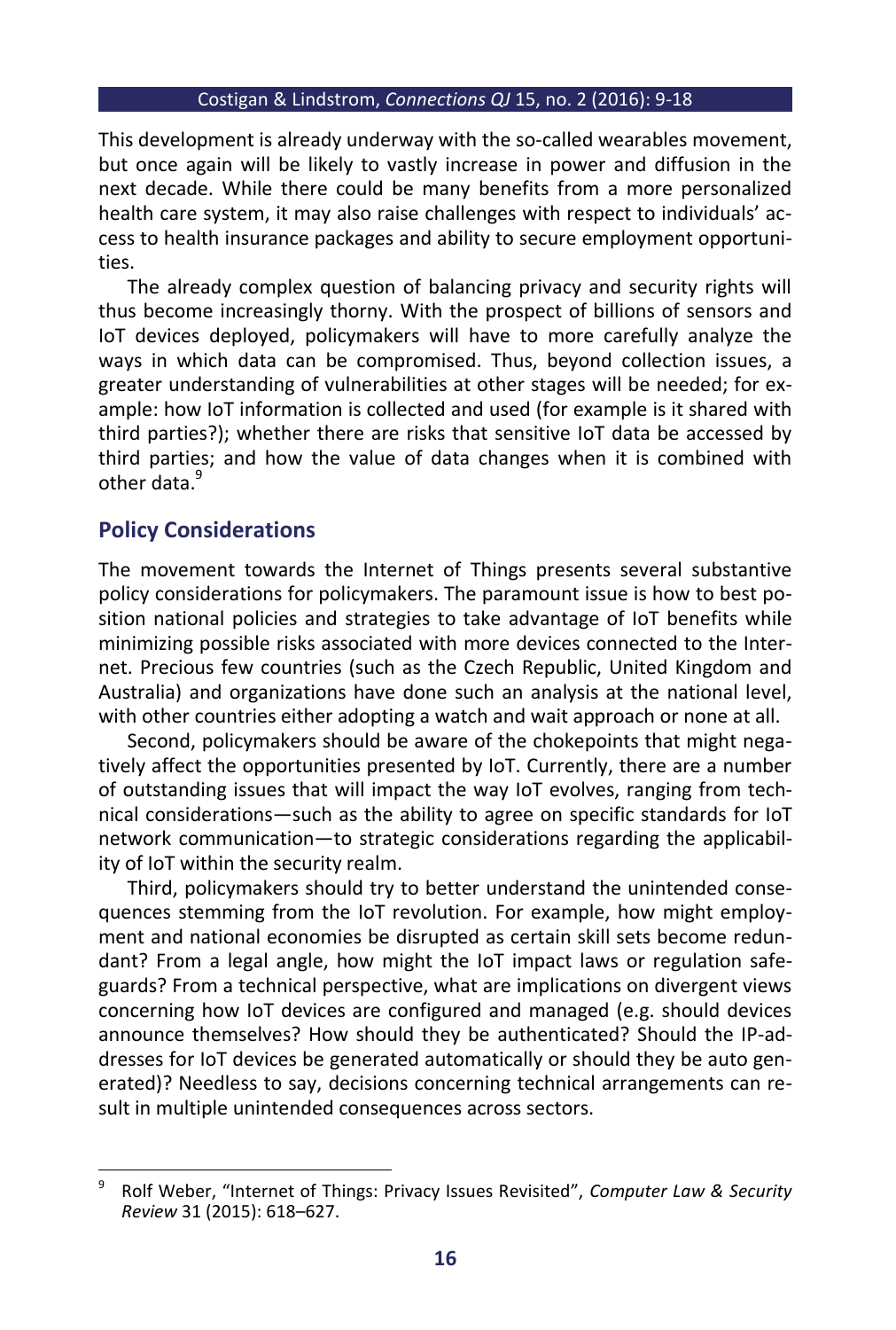This development is already underway with the so-called wearables movement, but once again will be likely to vastly increase in power and diffusion in the next decade. While there could be many benefits from a more personalized health care system, it may also raise challenges with respect to individuals' access to health insurance packages and ability to secure employment opportunities.

The already complex question of balancing privacy and security rights will thus become increasingly thorny. With the prospect of billions of sensors and IoT devices deployed, policymakers will have to more carefully analyze the ways in which data can be compromised. Thus, beyond collection issues, a greater understanding of vulnerabilities at other stages will be needed; for example: how IoT information is collected and used (for example is it shared with third parties?); whether there are risks that sensitive IoT data be accessed by third parties; and how the value of data changes when it is combined with other data.[9]

## Policy Considerations

The movement towards the Internet of Things presents several substantive policy considerations for policymakers. The paramount issue is how to best position national policies and strategies to take advantage of IoT benefits while minimizing possible risks associated with more devices connected to the Internet. Precious few countries (such as the Czech Republic, United Kingdom and Australia) and organizations have done such an analysis at the national level, with other countries either adopting a watch and wait approach or none at all.

Second, policymakers should be aware of the chokepoints that might negatively affect the opportunities presented by IoT. Currently, there are a number of outstanding issues that will impact the way IoT evolves, ranging from technical considerations—such as the ability to agree on specific standards for IoT network communication—to strategic considerations regarding the applicability of IoT within the security realm.

Third, policymakers should try to better understand the unintended consequences stemming from the IoT revolution. For example, how might employment and national economies be disrupted as certain skill sets become redundant? From a legal angle, how might the IoT impact laws or regulation safeguards? From a technical perspective, what are implications on divergent views concerning how IoT devices are configured and managed (e.g. should devices announce themselves? How should they be authenticated? Should the IP-addresses for IoT devices be generated automatically or should they be auto generated)? Needless to say, decisions concerning technical arrangements can result in multiple unintended consequences across sectors.

---

[9] Rolf Weber, "Internet of Things: Privacy Issues Revisited", *Computer Law & Security Review* 31 (2015): 618–627.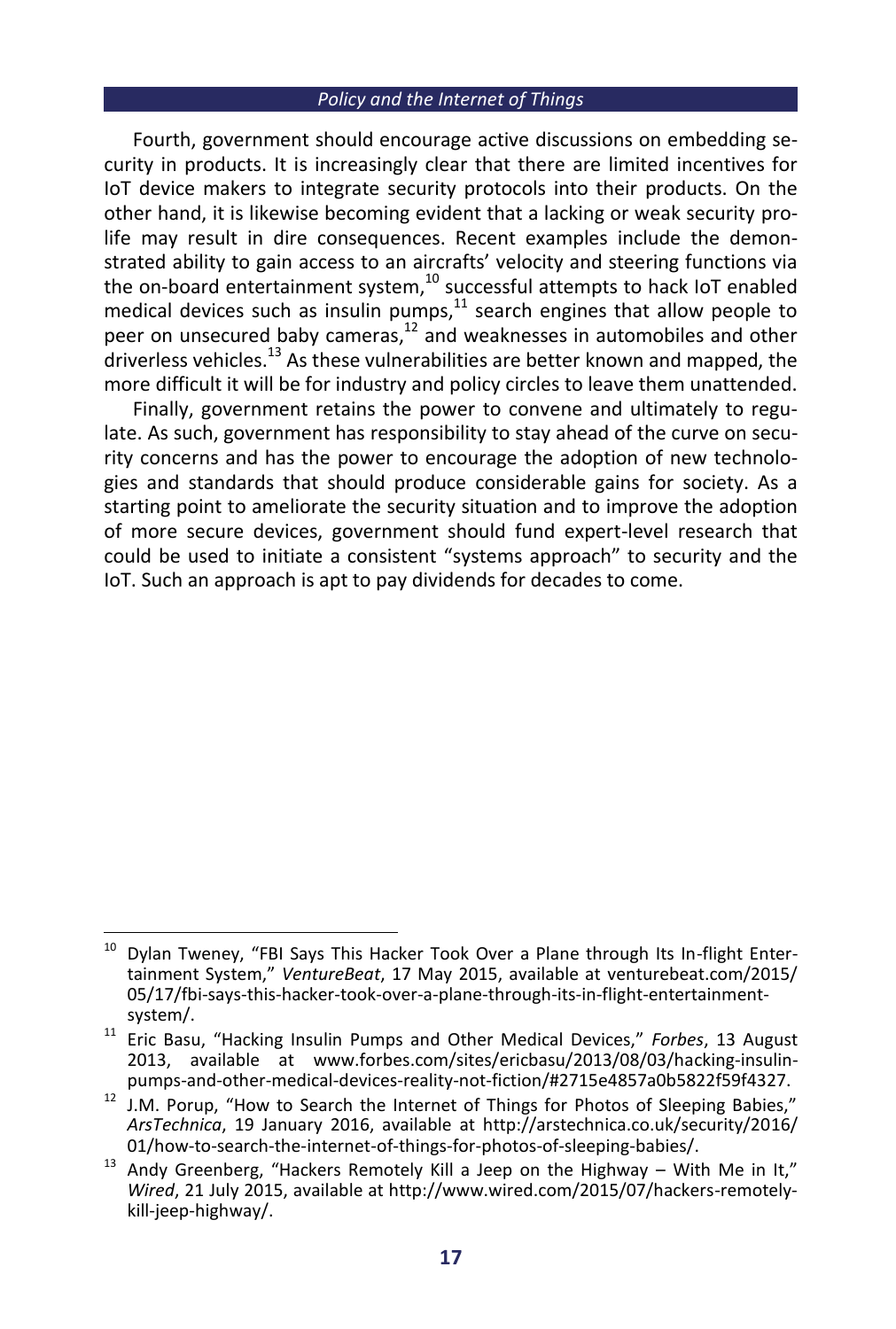Fourth, government should encourage active discussions on embedding security in products. It is increasingly clear that there are limited incentives for IoT device makers to integrate security protocols into their products. On the other hand, it is likewise becoming evident that a lacking or weak security profile may result in dire consequences. Recent examples include the demonstrated ability to gain access to an aircrafts' velocity and steering functions via the on-board entertainment system,[10] successful attempts to hack IoT enabled medical devices such as insulin pumps,[11] search engines that allow people to peer on unsecured baby cameras,[12] and weaknesses in automobiles and other driverless vehicles.[13] As these vulnerabilities are better known and mapped, the more difficult it will be for industry and policy circles to leave them unattended.

Finally, government retains the power to convene and ultimately to regulate. As such, government has responsibility to stay ahead of the curve on security concerns and has the power to encourage the adoption of new technologies and standards that should produce considerable gains for society. As a starting point to ameliorate the security situation and to improve the adoption of more secure devices, government should fund expert-level research that could be used to initiate a consistent "systems approach" to security and the IoT. Such an approach is apt to pay dividends for decades to come.

---

[10] Dylan Tweney, "FBI Says This Hacker Took Over a Plane through Its In-flight Entertainment System," *VentureBeat*, 17 May 2015, available at venturebeat.com/2015/05/17/fbi-says-this-hacker-took-over-a-plane-through-its-in-flight-entertainment-system/.

[11] Eric Basu, "Hacking Insulin Pumps and Other Medical Devices," *Forbes*, 13 August 2013, available at www.forbes.com/sites/ericbasu/2013/08/03/hacking-insulin-pumps-and-other-medical-devices-reality-not-fiction/#2715e4857a0b5822f59f4327.

[12] J.M. Porup, "How to Search the Internet of Things for Photos of Sleeping Babies," *ArsTechnica*, 19 January 2016, available at http://arstechnica.co.uk/security/2016/01/how-to-search-the-internet-of-things-for-photos-of-sleeping-babies/.

[13] Andy Greenberg, "Hackers Remotely Kill a Jeep on the Highway – With Me in It," *Wired*, 21 July 2015, available at http://www.wired.com/2015/07/hackers-remotely-kill-jeep-highway/.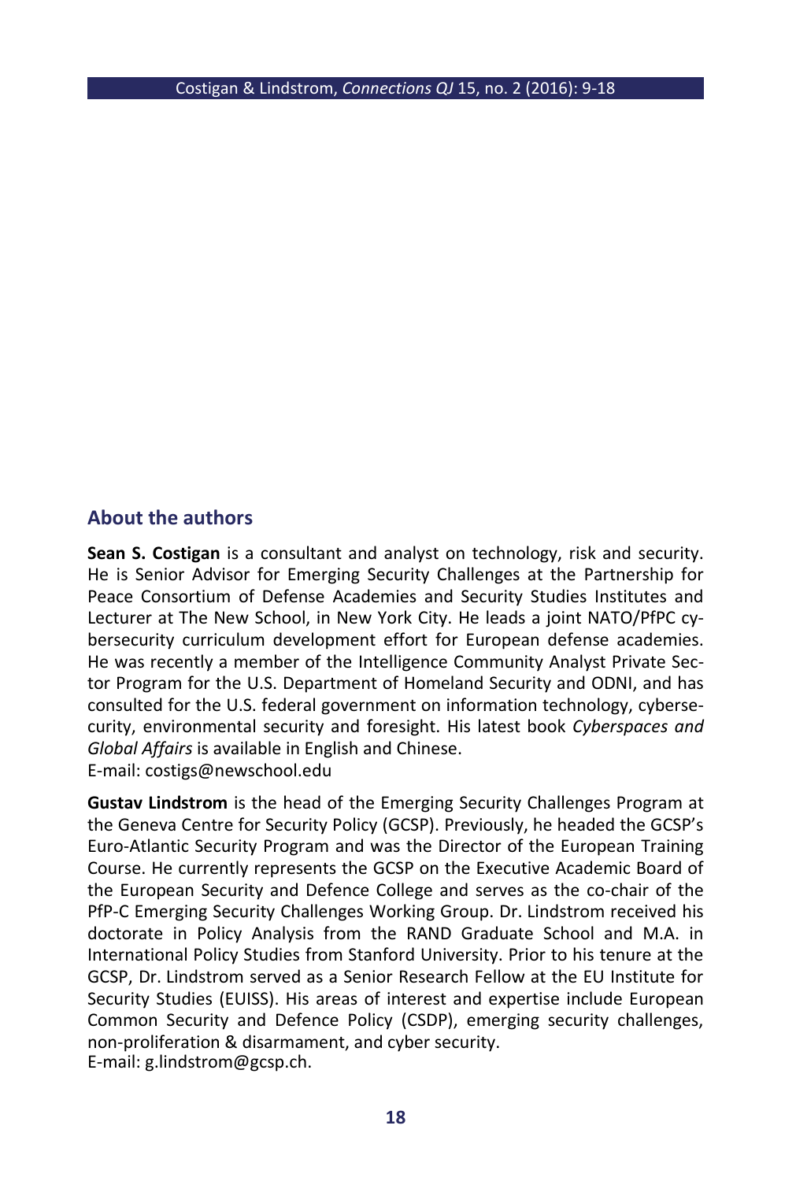## About the authors

**Sean S. Costigan** is a consultant and analyst on technology, risk and security. He is Senior Advisor for Emerging Security Challenges at the Partnership for Peace Consortium of Defense Academies and Security Studies Institutes and Lecturer at The New School, in New York City. He leads a joint NATO/PfPC cybersecurity curriculum development effort for European defense academies. He was recently a member of the Intelligence Community Analyst Private Sector Program for the U.S. Department of Homeland Security and ODNI, and has consulted for the U.S. federal government on information technology, cybersecurity, environmental security and foresight. His latest book *Cyberspaces and Global Affairs* is available in English and Chinese.
E-mail: costigs@newschool.edu

**Gustav Lindstrom** is the head of the Emerging Security Challenges Program at the Geneva Centre for Security Policy (GCSP). Previously, he headed the GCSP's Euro-Atlantic Security Program and was the Director of the European Training Course. He currently represents the GCSP on the Executive Academic Board of the European Security and Defence College and serves as the co-chair of the PfP-C Emerging Security Challenges Working Group. Dr. Lindstrom received his doctorate in Policy Analysis from the RAND Graduate School and M.A. in International Policy Studies from Stanford University. Prior to his tenure at the GCSP, Dr. Lindstrom served as a Senior Research Fellow at the EU Institute for Security Studies (EUISS). His areas of interest and expertise include European Common Security and Defence Policy (CSDP), emerging security challenges, non-proliferation & disarmament, and cyber security.
E-mail: g.lindstrom@gcsp.ch.